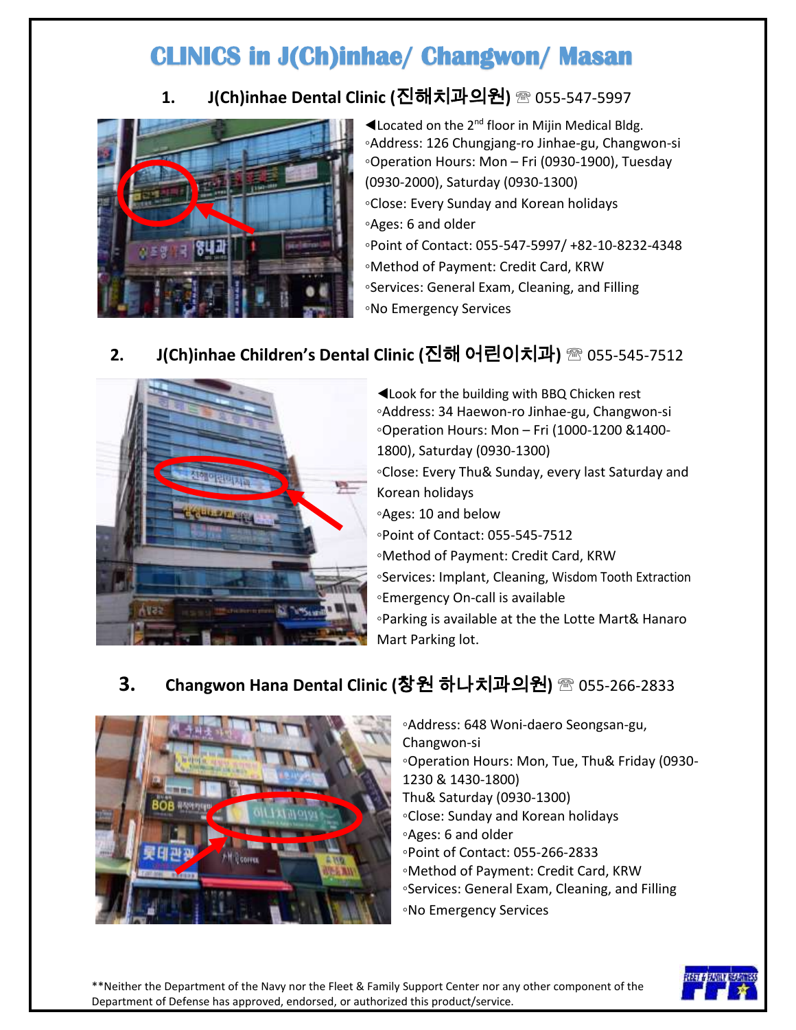# CLINICS in J(Ch)inhae/ Changwon/ Masan

## 1. J(Ch)inhae Dental Clinic (진해치과의원) ☏ 055-547-5997

◀Located on the 2nd floor in Mijin Medical Bldg.
◦Address: 126 Chungjang-ro Jinhae-gu, Changwon-si
◦Operation Hours: Mon – Fri (0930-1900), Tuesday (0930-2000), Saturday (0930-1300)
◦Close: Every Sunday and Korean holidays
◦Ages: 6 and older
◦Point of Contact: 055-547-5997/ +82-10-8232-4348
◦Method of Payment: Credit Card, KRW
◦Services: General Exam, Cleaning, and Filling
◦No Emergency Services

## 2. J(Ch)inhae Children's Dental Clinic (진해 어린이치과) ☏ 055-545-7512

◀Look for the building with BBQ Chicken rest
◦Address: 34 Haewon-ro Jinhae-gu, Changwon-si
◦Operation Hours: Mon – Fri (1000-1200 &1400-1800), Saturday (0930-1300)
◦Close: Every Thu& Sunday, every last Saturday and Korean holidays
◦Ages: 10 and below
◦Point of Contact: 055-545-7512
◦Method of Payment: Credit Card, KRW
◦Services: Implant, Cleaning, Wisdom Tooth Extraction
◦Emergency On-call is available
◦Parking is available at the the Lotte Mart& Hanaro Mart Parking lot.

## 3. Changwon Hana Dental Clinic (창원 하나치과의원) ☏ 055-266-2833

◦Address: 648 Woni-daero Seongsan-gu, Changwon-si
◦Operation Hours: Mon, Tue, Thu& Friday (0930-1230 & 1430-1800)
Thu& Saturday (0930-1300)
◦Close: Sunday and Korean holidays
◦Ages: 6 and older
◦Point of Contact: 055-266-2833
◦Method of Payment: Credit Card, KRW
◦Services: General Exam, Cleaning, and Filling
◦No Emergency Services

**Neither the Department of the Navy nor the Fleet & Family Support Center nor any other component of the Department of Defense has approved, endorsed, or authorized this product/service.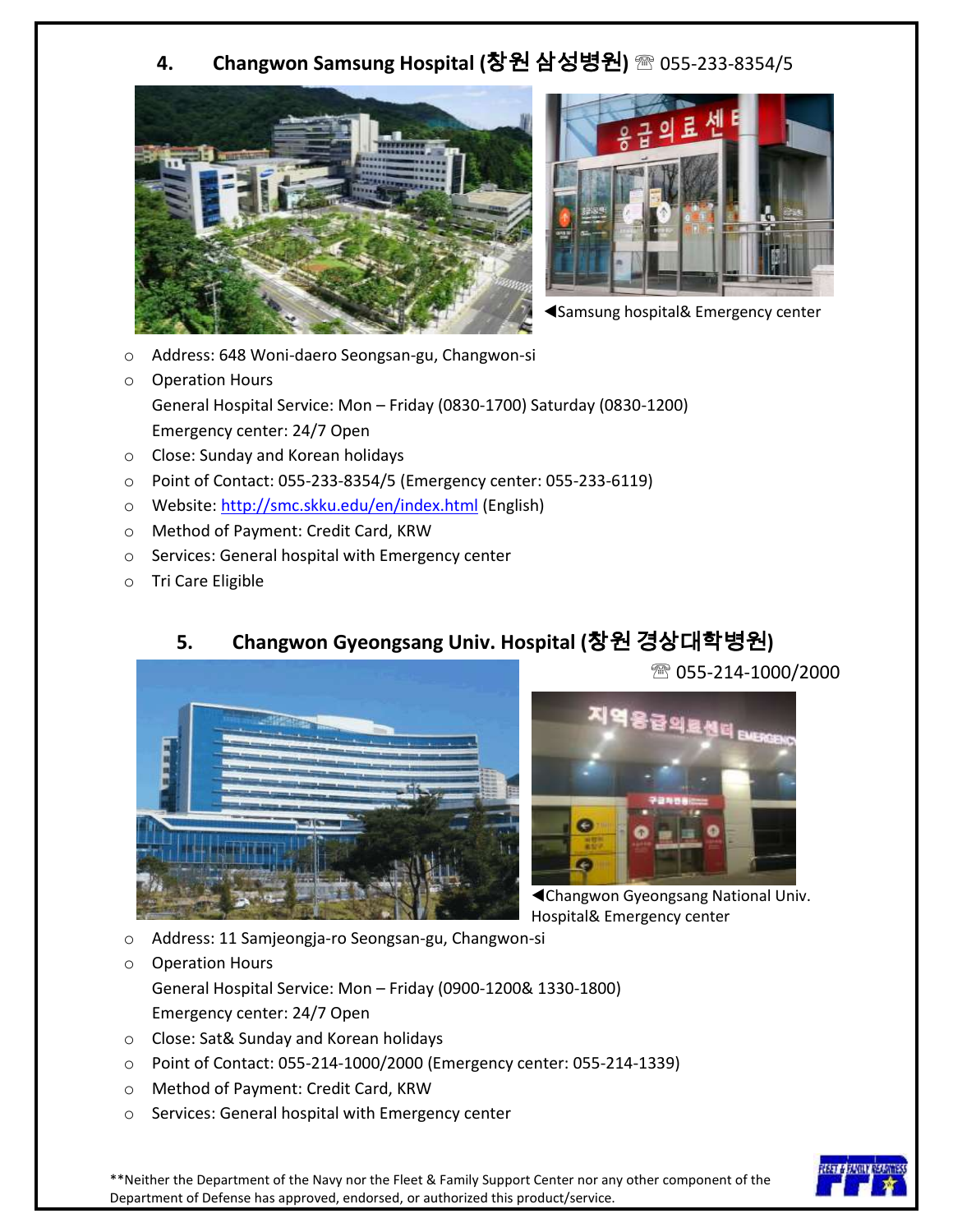### 4. Changwon Samsung Hospital (창원 삼성병원) ☏ 055-233-8354/5

◀Samsung hospital& Emergency center

- Address: 648 Woni-daero Seongsan-gu, Changwon-si
- Operation Hours
  General Hospital Service: Mon – Friday (0830-1700) Saturday (0830-1200)
  Emergency center: 24/7 Open
- Close: Sunday and Korean holidays
- Point of Contact: 055-233-8354/5 (Emergency center: 055-233-6119)
- Website: http://smc.skku.edu/en/index.html (English)
- Method of Payment: Credit Card, KRW
- Services: General hospital with Emergency center
- Tri Care Eligible

### 5. Changwon Gyeongsang Univ. Hospital (창원 경상대학병원)

☏ 055-214-1000/2000

◀Changwon Gyeongsang National Univ. Hospital& Emergency center

- Address: 11 Samjeongja-ro Seongsan-gu, Changwon-si
- Operation Hours
  General Hospital Service: Mon – Friday (0900-1200& 1330-1800)
  Emergency center: 24/7 Open
- Close: Sat& Sunday and Korean holidays
- Point of Contact: 055-214-1000/2000 (Emergency center: 055-214-1339)
- Method of Payment: Credit Card, KRW
- Services: General hospital with Emergency center

**Neither the Department of the Navy nor the Fleet & Family Support Center nor any other component of the Department of Defense has approved, endorsed, or authorized this product/service.